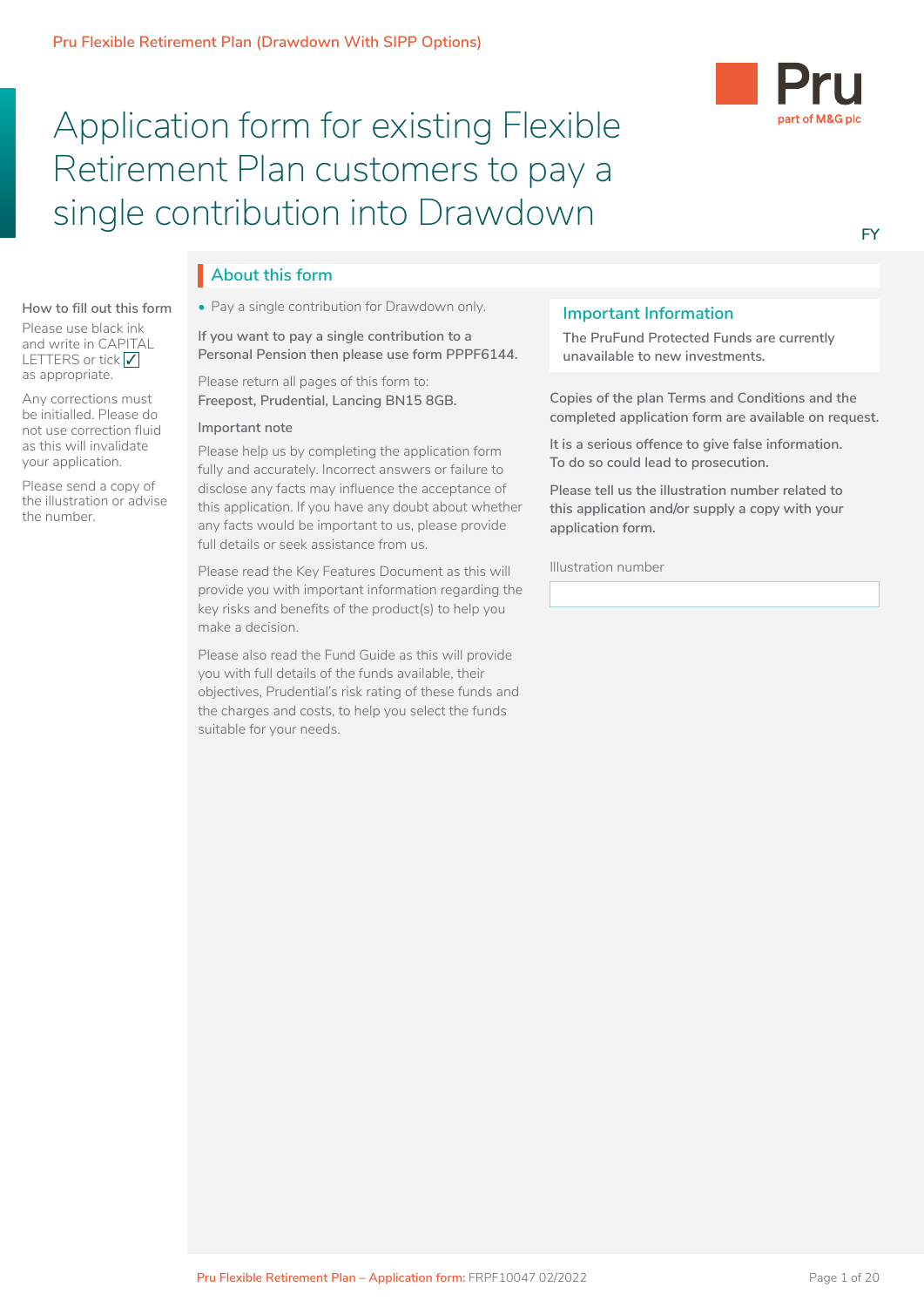Pru Flexible Retirement Plan (Drawdown With SIPP Options)

# Application form for existing Flexible Retirement Plan customers to pay a single contribution into Drawdown

Pru
part of M&G plc

FY

**How to fill out this form**

Please use black ink and write in CAPITAL LETTERS or tick ☑ as appropriate.

Any corrections must be initialled. Please do not use correction fluid as this will invalidate your application.

Please send a copy of the illustration or advise the number.

## About this form

- Pay a single contribution for Drawdown only.

**If you want to pay a single contribution to a Personal Pension then please use form PPPF6144.**

Please return all pages of this form to:
**Freepost, Prudential, Lancing BN15 8GB.**

**Important note**

Please help us by completing the application form fully and accurately. Incorrect answers or failure to disclose any facts may influence the acceptance of this application. If you have any doubt about whether any facts would be important to us, please provide full details or seek assistance from us.

Please read the Key Features Document as this will provide you with important information regarding the key risks and benefits of the product(s) to help you make a decision.

Please also read the Fund Guide as this will provide you with full details of the funds available, their objectives, Prudential's risk rating of these funds and the charges and costs, to help you select the funds suitable for your needs.

### Important Information

The PruFund Protected Funds are currently unavailable to new investments.

Copies of the plan Terms and Conditions and the completed application form are available on request.

It is a serious offence to give false information. To do so could lead to prosecution.

Please tell us the illustration number related to this application and/or supply a copy with your application form.

Illustration number

Pru Flexible Retirement Plan – Application form: FRPF10047 02/2022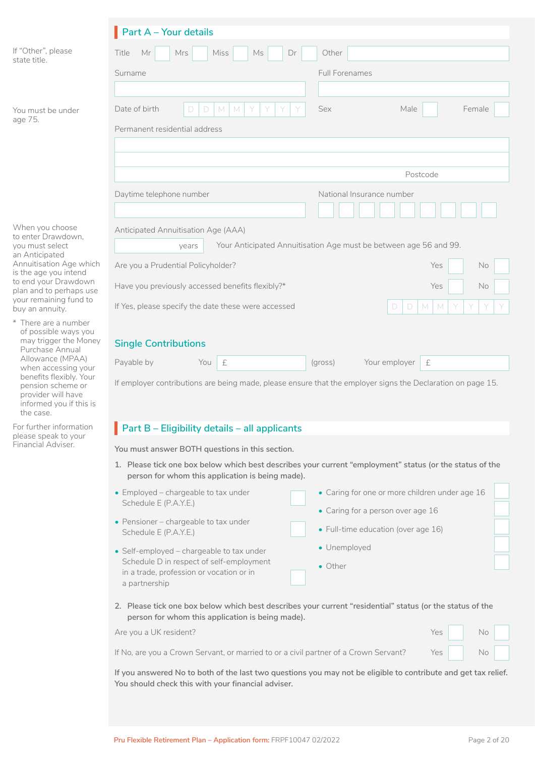## Part A – Your details

If "Other", please state title.

Title Mr ☐ Mrs ☐ Miss ☐ Ms ☐ Dr ☐ Other ________

Surname ________ Full Forenames ________

You must be under age 75.

Date of birth D D M M Y Y Y Y Sex Male ☐ Female ☐

Permanent residential address

________

________

Postcode ________

Daytime telephone number ________ National Insurance number ________

When you choose to enter Drawdown, you must select an Anticipated Annuitisation Age which is the age you intend to end your Drawdown plan and to perhaps use your remaining fund to buy an annuity.

Anticipated Annuitisation Age (AAA)

____ years Your Anticipated Annuitisation Age must be between age 56 and 99.

Are you a Prudential Policyholder? Yes ☐ No ☐

Have you previously accessed benefits flexibly?* Yes ☐ No ☐

If Yes, please specify the date these were accessed D D M M Y Y Y Y

\* There are a number of possible ways you may trigger the Money Purchase Annual Allowance (MPAA) when accessing your benefits flexibly. Your pension scheme or provider will have informed you if this is the case.

For further information please speak to your Financial Adviser.

### Single Contributions

Payable by You £ ________ (gross) Your employer £ ________

If employer contributions are being made, please ensure that the employer signs the Declaration on page 15.

## Part B – Eligibility details – all applicants

**You must answer BOTH questions in this section.**

1. **Please tick one box below which best describes your current "employment" status (or the status of the person for whom this application is being made).**

- Employed – chargeable to tax under Schedule E (P.A.Y.E.) ☐
- Pensioner – chargeable to tax under Schedule E (P.A.Y.E.) ☐
- Self-employed – chargeable to tax under Schedule D in respect of self-employment in a trade, profession or vocation or in a partnership ☐
- Caring for one or more children under age 16 ☐
- Caring for a person over age 16 ☐
- Full-time education (over age 16) ☐
- Unemployed ☐
- Other ☐

2. **Please tick one box below which best describes your current "residential" status (or the status of the person for whom this application is being made).**

Are you a UK resident? Yes ☐ No ☐

If No, are you a Crown Servant, or married to or a civil partner of a Crown Servant? Yes ☐ No ☐

**If you answered No to both of the last two questions you may not be eligible to contribute and get tax relief. You should check this with your financial adviser.**

Pru Flexible Retirement Plan – Application form: FRPF10047 02/2022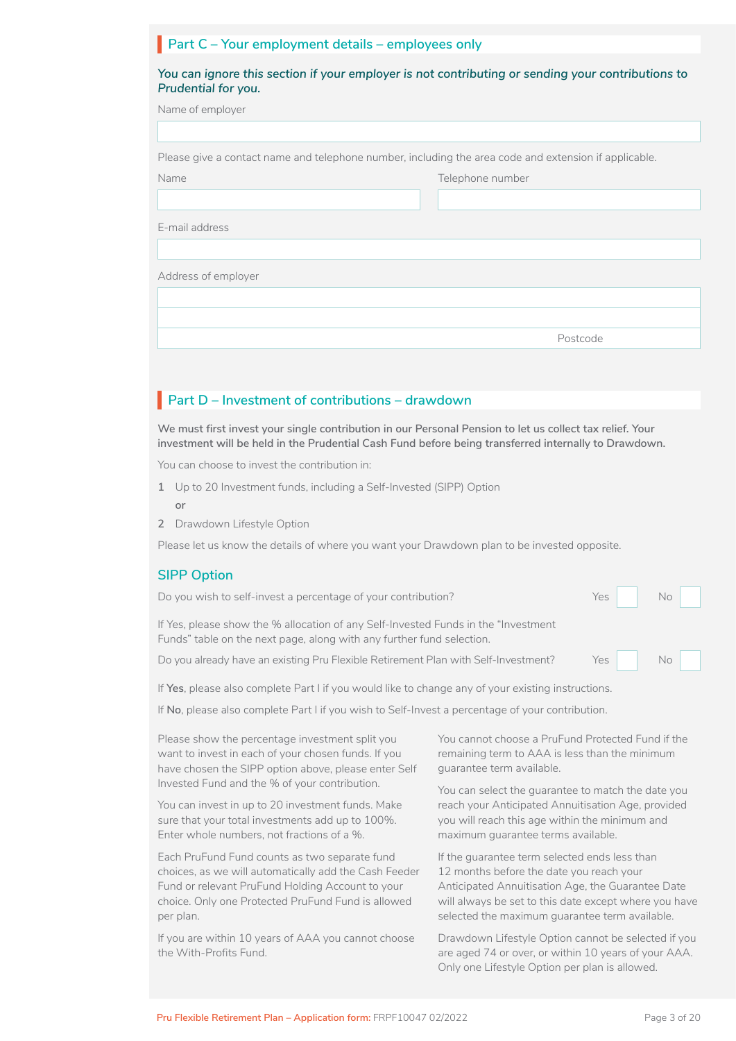## Part C – Your employment details – employees only

*You can ignore this section if your employer is not contributing or sending your contributions to Prudential for you.*

Name of employer

Please give a contact name and telephone number, including the area code and extension if applicable.

Name

Telephone number

E-mail address

Address of employer

Postcode

## Part D – Investment of contributions – drawdown

**We must first invest your single contribution in our Personal Pension to let us collect tax relief. Your investment will be held in the Prudential Cash Fund before being transferred internally to Drawdown.**

You can choose to invest the contribution in:

1. Up to 20 Investment funds, including a Self-Invested (SIPP) Option

   or

2. Drawdown Lifestyle Option

Please let us know the details of where you want your Drawdown plan to be invested opposite.

### SIPP Option

Do you wish to self-invest a percentage of your contribution? Yes ☐ No ☐

If Yes, please show the % allocation of any Self-Invested Funds in the "Investment Funds" table on the next page, along with any further fund selection.

Do you already have an existing Pru Flexible Retirement Plan with Self-Investment? Yes ☐ No ☐

If **Yes**, please also complete Part I if you would like to change any of your existing instructions.

If **No**, please also complete Part I if you wish to Self-Invest a percentage of your contribution.

Please show the percentage investment split you want to invest in each of your chosen funds. If you have chosen the SIPP option above, please enter Self Invested Fund and the % of your contribution.

You can invest in up to 20 investment funds. Make sure that your total investments add up to 100%. Enter whole numbers, not fractions of a %.

Each PruFund Fund counts as two separate fund choices, as we will automatically add the Cash Feeder Fund or relevant PruFund Holding Account to your choice. Only one Protected PruFund Fund is allowed per plan.

If you are within 10 years of AAA you cannot choose the With-Profits Fund.

You cannot choose a PruFund Protected Fund if the remaining term to AAA is less than the minimum guarantee term available.

You can select the guarantee to match the date you reach your Anticipated Annuitisation Age, provided you will reach this age within the minimum and maximum guarantee terms available.

If the guarantee term selected ends less than 12 months before the date you reach your Anticipated Annuitisation Age, the Guarantee Date will always be set to this date except where you have selected the maximum guarantee term available.

Drawdown Lifestyle Option cannot be selected if you are aged 74 or over, or within 10 years of your AAA. Only one Lifestyle Option per plan is allowed.

Pru Flexible Retirement Plan – Application form: FRPF10047 02/2022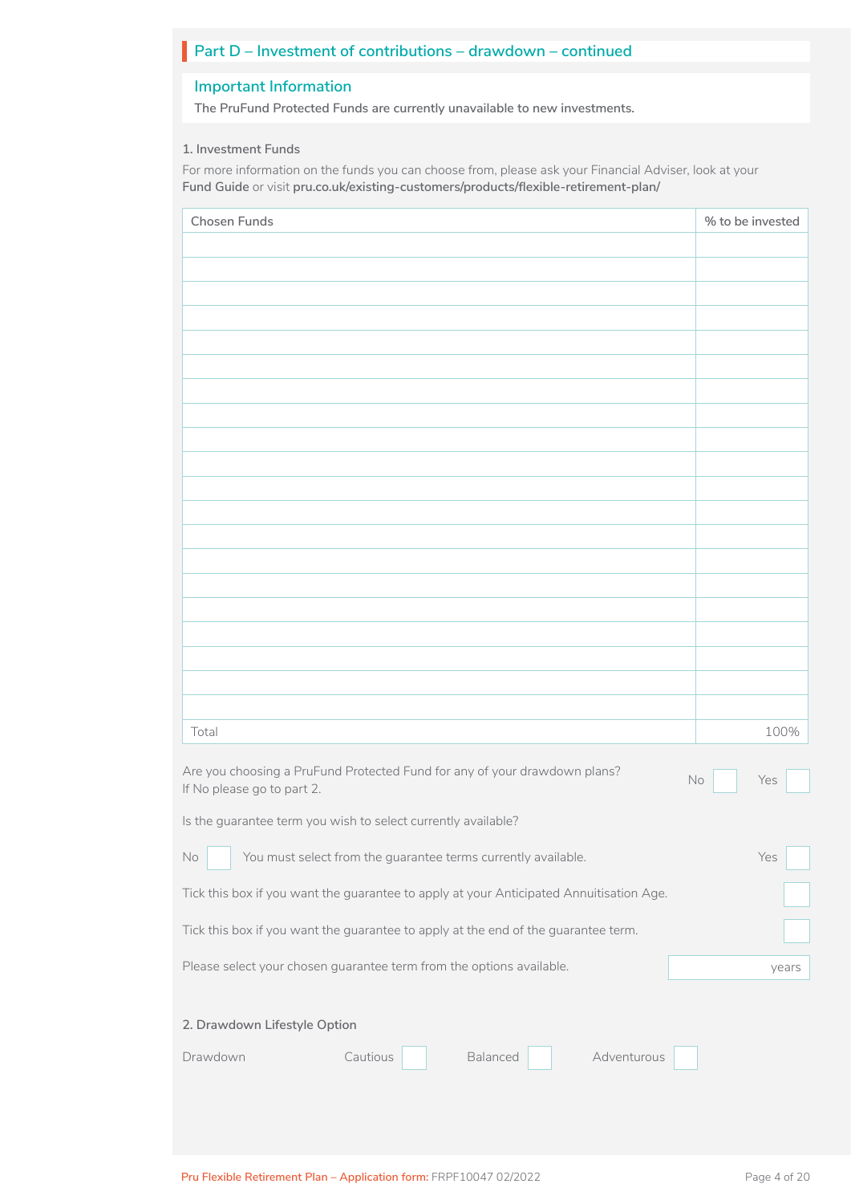## Part D – Investment of contributions – drawdown – continued

### Important Information

**The PruFund Protected Funds are currently unavailable to new investments.**

#### 1. Investment Funds

For more information on the funds you can choose from, please ask your Financial Adviser, look at your **Fund Guide** or visit **pru.co.uk/existing-customers/products/flexible-retirement-plan/**

| Chosen Funds | % to be invested |
|---|---|
| | |
| | |
| | |
| | |
| | |
| | |
| | |
| | |
| | |
| | |
| | |
| | |
| | |
| | |
| | |
| | |
| | |
| | |
| | |
| | |
| Total | 100% |

Are you choosing a PruFund Protected Fund for any of your drawdown plans? If No please go to part 2. No ☐ Yes ☐

Is the guarantee term you wish to select currently available?

No ☐ You must select from the guarantee terms currently available. Yes ☐

Tick this box if you want the guarantee to apply at your Anticipated Annuitisation Age. ☐

Tick this box if you want the guarantee to apply at the end of the guarantee term. ☐

Please select your chosen guarantee term from the options available. ______ years

#### 2. Drawdown Lifestyle Option

Drawdown  Cautious ☐  Balanced ☐  Adventurous ☐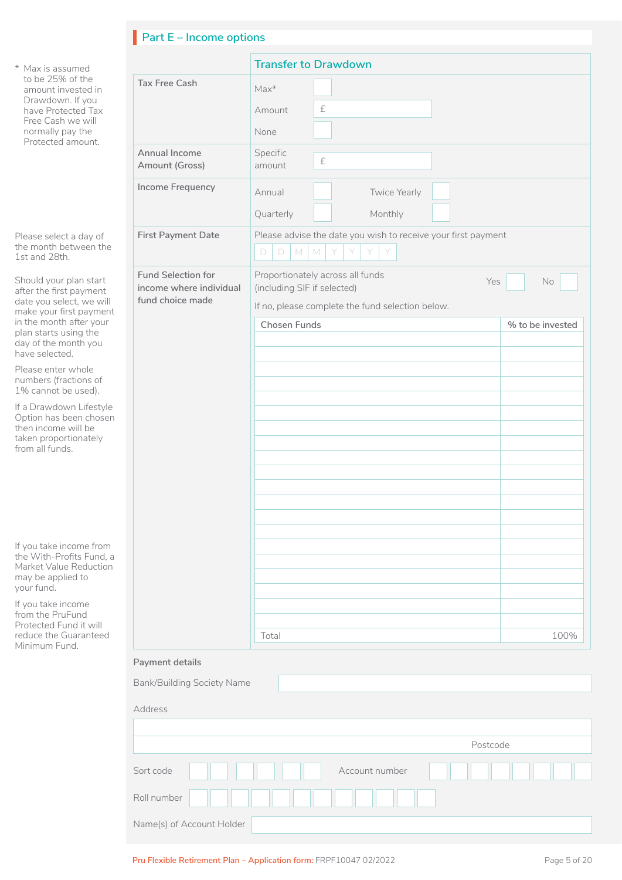## Part E – Income options

* Max is assumed to be 25% of the amount invested in Drawdown. If you have Protected Tax Free Cash we will normally pay the Protected amount.

| | Transfer to Drawdown |
|---|---|
| Tax Free Cash | Max* ☐<br>Amount £<br>None ☐ |
| Annual Income Amount (Gross) | Specific amount £ |
| Income Frequency | Annual ☐ Twice Yearly ☐<br>Quarterly ☐ Monthly ☐ |
| First Payment Date | Please advise the date you wish to receive your first payment<br>D D M M Y Y Y Y |
| Fund Selection for income where individual fund choice made | Proportionately across all funds (including SIF if selected) Yes ☐ No ☐<br>If no, please complete the fund selection below. |

Please select a day of the month between the 1st and 28th.

Should your plan start after the first payment date you select, we will make your first payment in the month after your plan starts using the day of the month you have selected.

Please enter whole numbers (fractions of 1% cannot be used).

If a Drawdown Lifestyle Option has been chosen then income will be taken proportionately from all funds.

| Chosen Funds | % to be invested |
|---|---|
| | |
| | |
| | |
| | |
| | |
| | |
| | |
| | |
| | |
| | |
| | |
| | |
| | |
| | |
| | |
| | |
| | |
| | |
| | |
| | |
| Total | 100% |

If you take income from the With-Profits Fund, a Market Value Reduction may be applied to your fund.

If you take income from the PruFund Protected Fund it will reduce the Guaranteed Minimum Fund.

### Payment details

Bank/Building Society Name

Address

Postcode

Sort code ☐☐ ☐☐ ☐☐ Account number ☐☐☐☐☐☐☐☐

Roll number ☐☐☐☐☐☐☐☐☐☐☐☐

Name(s) of Account Holder

Pru Flexible Retirement Plan – Application form: FRPF10047 02/2022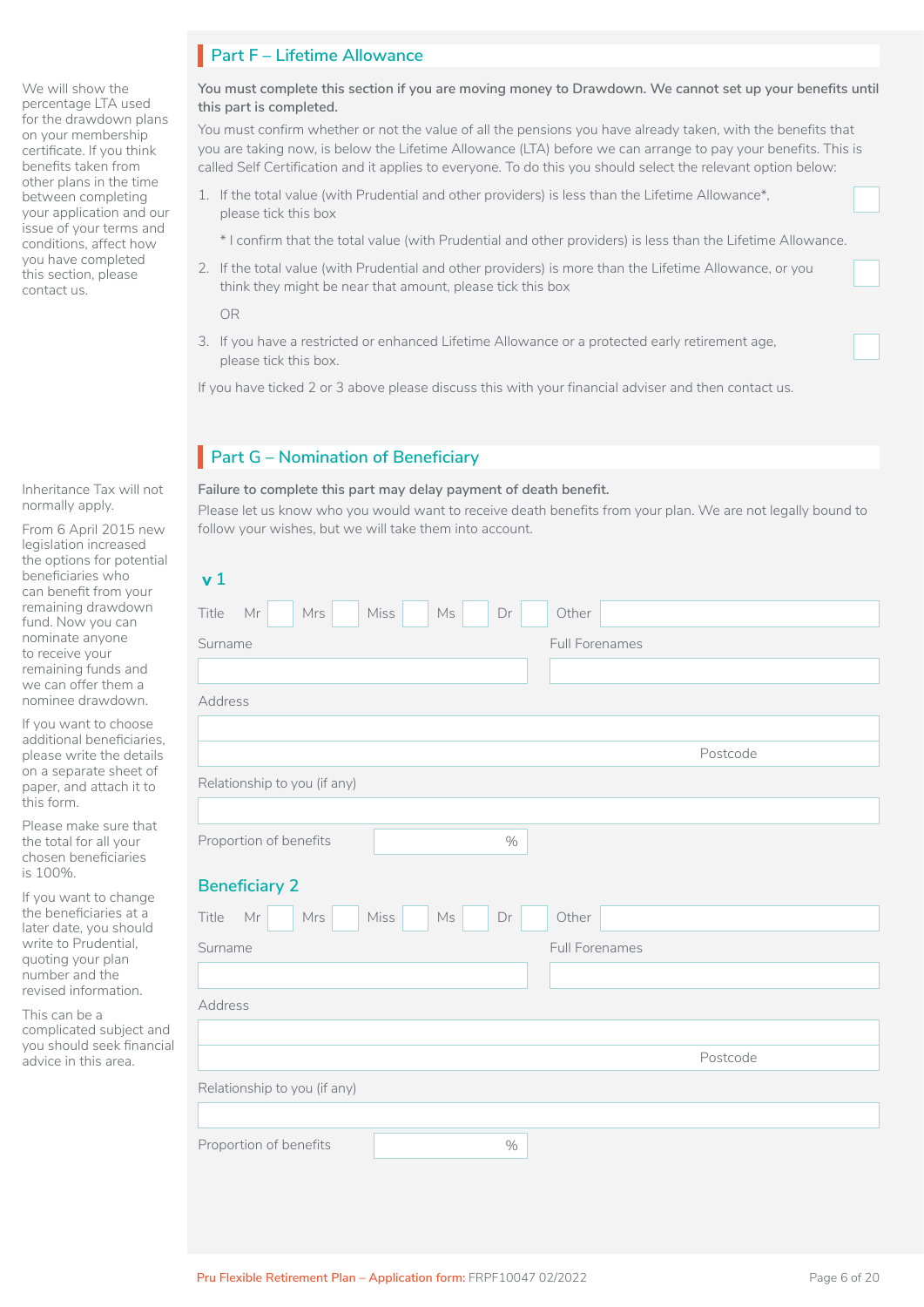## Part F – Lifetime Allowance

We will show the percentage LTA used for the drawdown plans on your membership certificate. If you think benefits taken from other plans in the time between completing your application and our issue of your terms and conditions, affect how you have completed this section, please contact us.

**You must complete this section if you are moving money to Drawdown. We cannot set up your benefits until this part is completed.**

You must confirm whether or not the value of all the pensions you have already taken, with the benefits that you are taking now, is below the Lifetime Allowance (LTA) before we can arrange to pay your benefits. This is called Self Certification and it applies to everyone. To do this you should select the relevant option below:

1. If the total value (with Prudential and other providers) is less than the Lifetime Allowance*, please tick this box ☐

   * I confirm that the total value (with Prudential and other providers) is less than the Lifetime Allowance.

2. If the total value (with Prudential and other providers) is more than the Lifetime Allowance, or you think they might be near that amount, please tick this box ☐

   OR

3. If you have a restricted or enhanced Lifetime Allowance or a protected early retirement age, please tick this box. ☐

If you have ticked 2 or 3 above please discuss this with your financial adviser and then contact us.

## Part G – Nomination of Beneficiary

Inheritance Tax will not normally apply.

From 6 April 2015 new legislation increased the options for potential beneficiaries who can benefit from your remaining drawdown fund. Now you can nominate anyone to receive your remaining funds and we can offer them a nominee drawdown.

If you want to choose additional beneficiaries, please write the details on a separate sheet of paper, and attach it to this form.

Please make sure that the total for all your chosen beneficiaries is 100%.

If you want to change the beneficiaries at a later date, you should write to Prudential, quoting your plan number and the revised information.

This can be a complicated subject and you should seek financial advice in this area.

**Failure to complete this part may delay payment of death benefit.**

Please let us know who you would want to receive death benefits from your plan. We are not legally bound to follow your wishes, but we will take them into account.

### v 1

Title Mr ☐ Mrs ☐ Miss ☐ Ms ☐ Dr ☐ Other ____________

Surname ____________ Full Forenames ____________

Address ____________

Postcode ____________

Relationship to you (if any) ____________

Proportion of benefits ______ %

### Beneficiary 2

Title Mr ☐ Mrs ☐ Miss ☐ Ms ☐ Dr ☐ Other ____________

Surname ____________ Full Forenames ____________

Address ____________

Postcode ____________

Relationship to you (if any) ____________

Proportion of benefits ______ %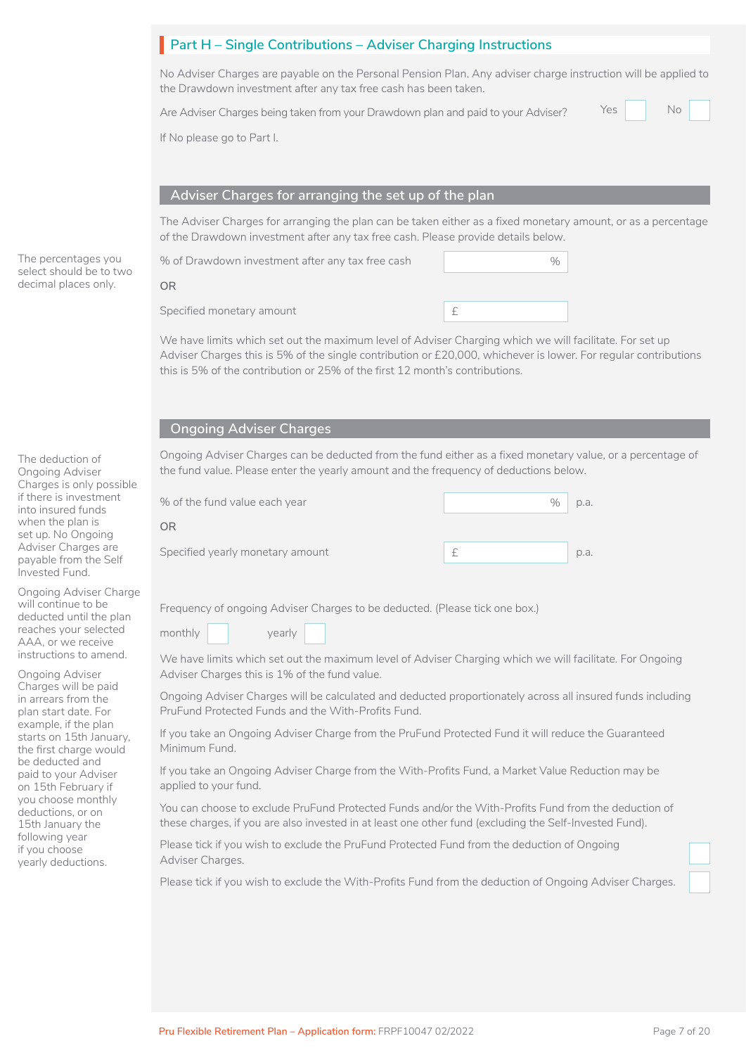## Part H – Single Contributions – Adviser Charging Instructions

No Adviser Charges are payable on the Personal Pension Plan. Any adviser charge instruction will be applied to the Drawdown investment after any tax free cash has been taken.

Are Adviser Charges being taken from your Drawdown plan and paid to your Adviser? Yes ☐ No ☐

If No please go to Part I.

### Adviser Charges for arranging the set up of the plan

The percentages you select should be to two decimal places only.

The Adviser Charges for arranging the plan can be taken either as a fixed monetary amount, or as a percentage of the Drawdown investment after any tax free cash. Please provide details below.

% of Drawdown investment after any tax free cash ______ %

OR

Specified monetary amount £ ______

We have limits which set out the maximum level of Adviser Charging which we will facilitate. For set up Adviser Charges this is 5% of the single contribution or £20,000, whichever is lower. For regular contributions this is 5% of the contribution or 25% of the first 12 month's contributions.

### Ongoing Adviser Charges

The deduction of Ongoing Adviser Charges is only possible if there is investment into insured funds when the plan is set up. No Ongoing Adviser Charges are payable from the Self Invested Fund.

Ongoing Adviser Charge will continue to be deducted until the plan reaches your selected AAA, or we receive instructions to amend.

Ongoing Adviser Charges will be paid in arrears from the plan start date. For example, if the plan starts on 15th January, the first charge would be deducted and paid to your Adviser on 15th February if you choose monthly deductions, or on 15th January the following year if you choose yearly deductions.

Ongoing Adviser Charges can be deducted from the fund either as a fixed monetary value, or a percentage of the fund value. Please enter the yearly amount and the frequency of deductions below.

% of the fund value each year ______ % p.a.

OR

Specified yearly monetary amount £ ______ p.a.

Frequency of ongoing Adviser Charges to be deducted. (Please tick one box.)

monthly ☐ yearly ☐

We have limits which set out the maximum level of Adviser Charging which we will facilitate. For Ongoing Adviser Charges this is 1% of the fund value.

Ongoing Adviser Charges will be calculated and deducted proportionately across all insured funds including PruFund Protected Funds and the With-Profits Fund.

If you take an Ongoing Adviser Charge from the PruFund Protected Fund it will reduce the Guaranteed Minimum Fund.

If you take an Ongoing Adviser Charge from the With-Profits Fund, a Market Value Reduction may be applied to your fund.

You can choose to exclude PruFund Protected Funds and/or the With-Profits Fund from the deduction of these charges, if you are also invested in at least one other fund (excluding the Self-Invested Fund).

Please tick if you wish to exclude the PruFund Protected Fund from the deduction of Ongoing Adviser Charges. ☐

Please tick if you wish to exclude the With-Profits Fund from the deduction of Ongoing Adviser Charges. ☐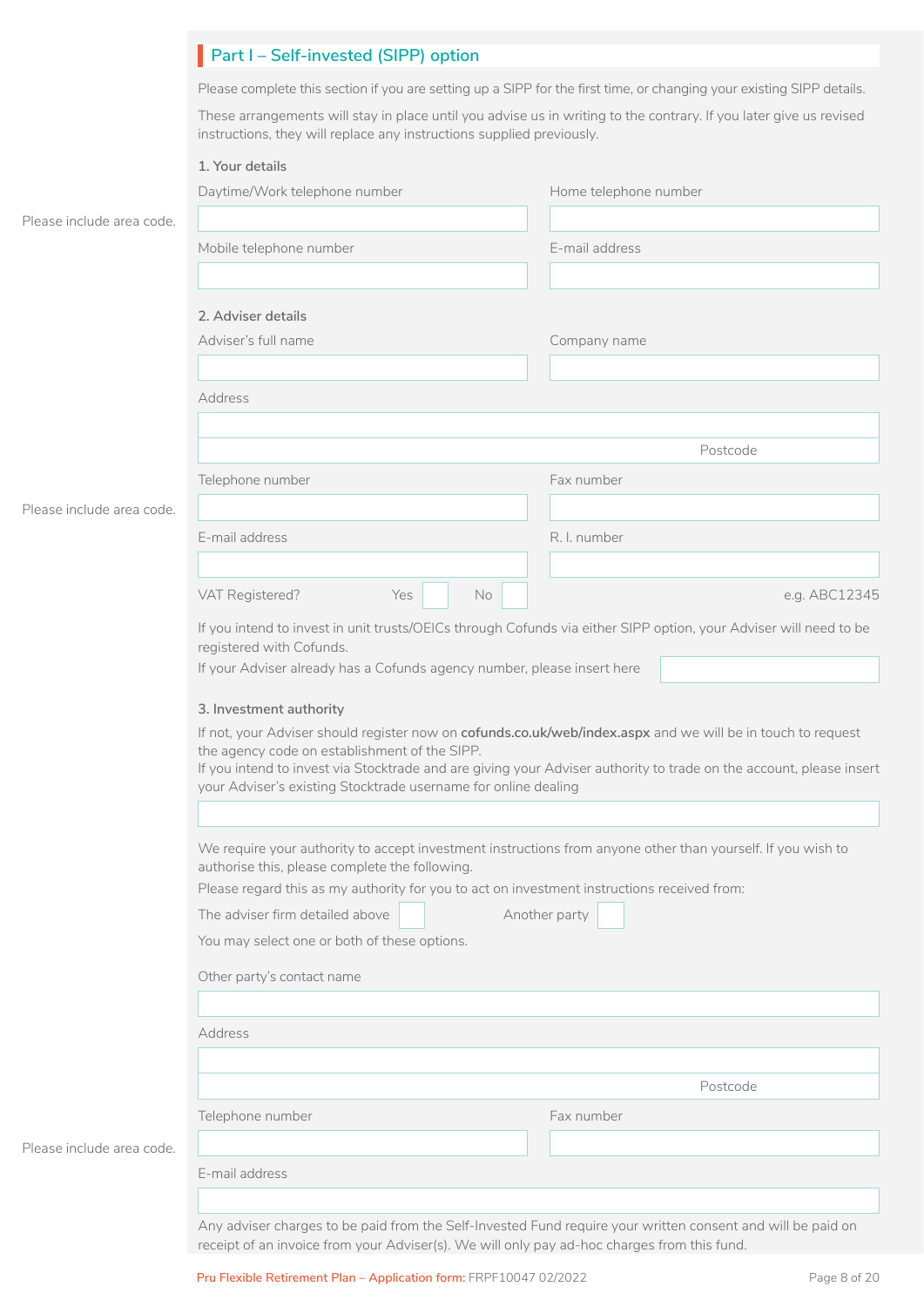## Part I – Self-invested (SIPP) option

Please complete this section if you are setting up a SIPP for the first time, or changing your existing SIPP details.

These arrangements will stay in place until you advise us in writing to the contrary. If you later give us revised instructions, they will replace any instructions supplied previously.

### 1. Your details

Please include area code.

Daytime/Work telephone number

Home telephone number

Mobile telephone number

E-mail address

### 2. Adviser details

Adviser's full name

Company name

Address

Postcode

Please include area code.

Telephone number

Fax number

E-mail address

R. I. number

e.g. ABC12345

VAT Registered? Yes ☐ No ☐

If you intend to invest in unit trusts/OEICs through Cofunds via either SIPP option, your Adviser will need to be registered with Cofunds.

If your Adviser already has a Cofunds agency number, please insert here

### 3. Investment authority

If not, your Adviser should register now on **cofunds.co.uk/web/index.aspx** and we will be in touch to request the agency code on establishment of the SIPP.

If you intend to invest via Stocktrade and are giving your Adviser authority to trade on the account, please insert your Adviser's existing Stocktrade username for online dealing

We require your authority to accept investment instructions from anyone other than yourself. If you wish to authorise this, please complete the following.

Please regard this as my authority for you to act on investment instructions received from:

The adviser firm detailed above ☐ Another party ☐

You may select one or both of these options.

Other party's contact name

Address

Postcode

Please include area code.

Telephone number

Fax number

E-mail address

Any adviser charges to be paid from the Self-Invested Fund require your written consent and will be paid on receipt of an invoice from your Adviser(s). We will only pay ad-hoc charges from this fund.

Pru Flexible Retirement Plan – Application form: FRPF10047 02/2022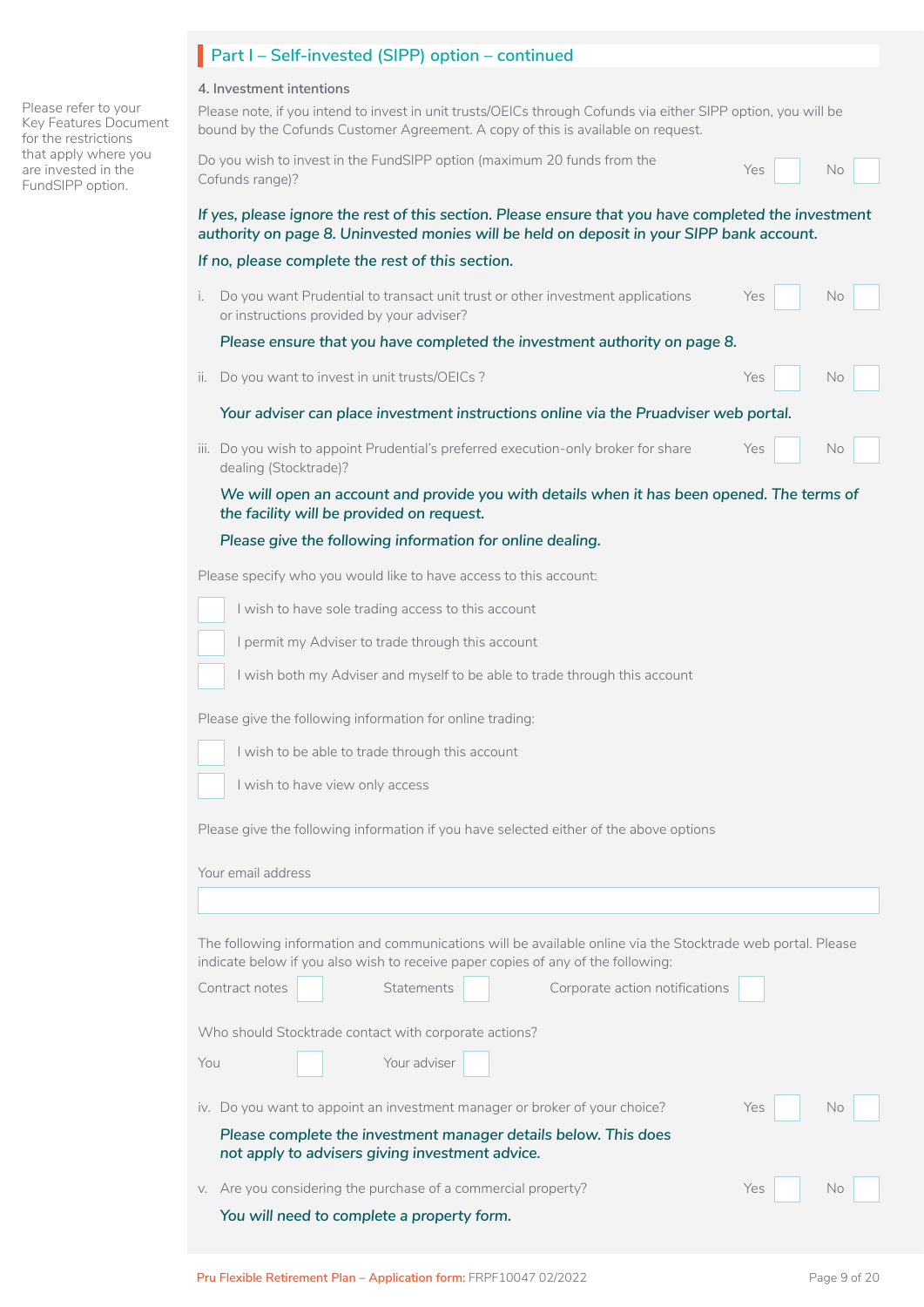## Part I – Self-invested (SIPP) option – continued

Please refer to your Key Features Document for the restrictions that apply where you are invested in the FundSIPP option.

**4. Investment intentions**

Please note, if you intend to invest in unit trusts/OEICs through Cofunds via either SIPP option, you will be bound by the Cofunds Customer Agreement. A copy of this is available on request.

Do you wish to invest in the FundSIPP option (maximum 20 funds from the Cofunds range)? Yes ☐ No ☐

***If yes, please ignore the rest of this section. Please ensure that you have completed the investment authority on page 8. Uninvested monies will be held on deposit in your SIPP bank account.***

***If no, please complete the rest of this section.***

i. Do you want Prudential to transact unit trust or other investment applications or instructions provided by your adviser? Yes ☐ No ☐

***Please ensure that you have completed the investment authority on page 8.***

ii. Do you want to invest in unit trusts/OEICs ? Yes ☐ No ☐

***Your adviser can place investment instructions online via the Pruadviser web portal.***

iii. Do you wish to appoint Prudential's preferred execution-only broker for share dealing (Stocktrade)? Yes ☐ No ☐

***We will open an account and provide you with details when it has been opened. The terms of the facility will be provided on request.***

***Please give the following information for online dealing.***

Please specify who you would like to have access to this account:

☐ I wish to have sole trading access to this account

☐ I permit my Adviser to trade through this account

☐ I wish both my Adviser and myself to be able to trade through this account

Please give the following information for online trading:

☐ I wish to be able to trade through this account

☐ I wish to have view only access

Please give the following information if you have selected either of the above options

Your email address

____________________

The following information and communications will be available online via the Stocktrade web portal. Please indicate below if you also wish to receive paper copies of any of the following:

Contract notes ☐ Statements ☐ Corporate action notifications ☐

Who should Stocktrade contact with corporate actions?

You ☐ Your adviser ☐

iv. Do you want to appoint an investment manager or broker of your choice? Yes ☐ No ☐

***Please complete the investment manager details below. This does not apply to advisers giving investment advice.***

v. Are you considering the purchase of a commercial property? Yes ☐ No ☐

***You will need to complete a property form.***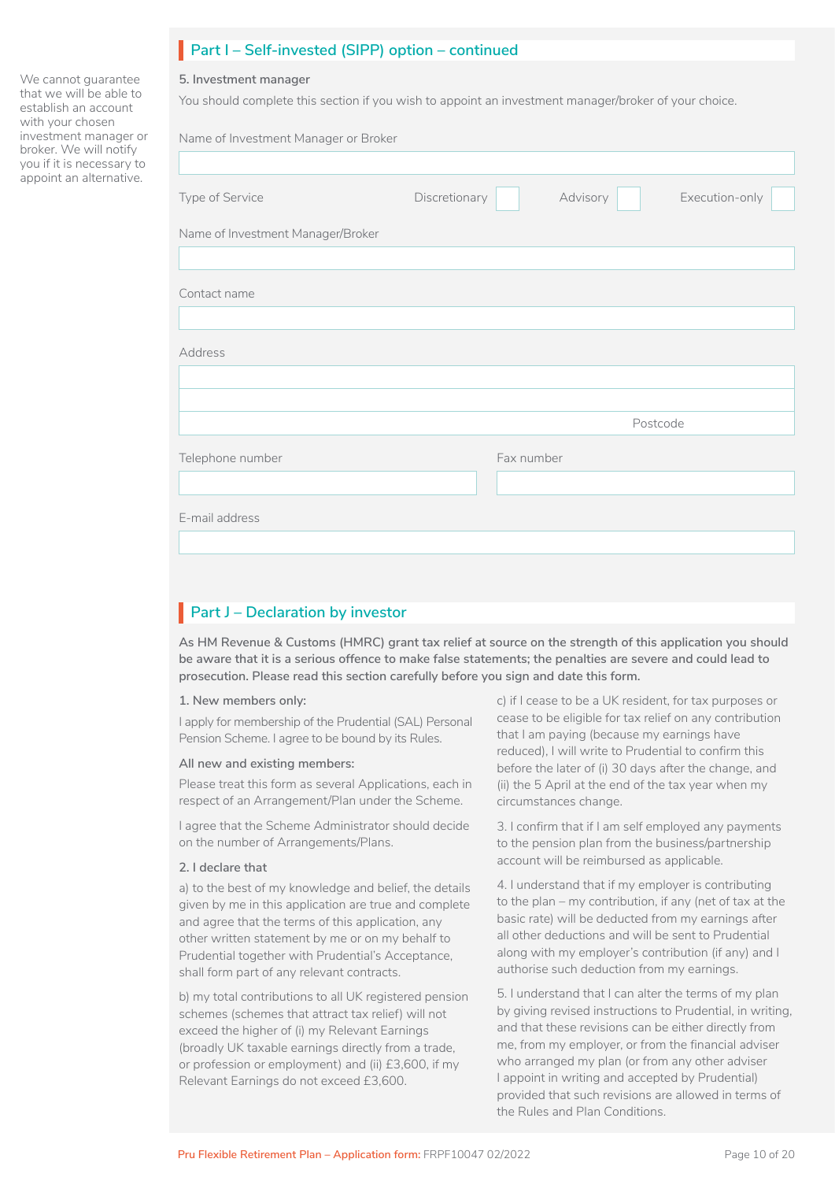## Part I – Self-invested (SIPP) option – continued

We cannot guarantee that we will be able to establish an account with your chosen investment manager or broker. We will notify you if it is necessary to appoint an alternative.

**5. Investment manager**

You should complete this section if you wish to appoint an investment manager/broker of your choice.

Name of Investment Manager or Broker

Type of Service Discretionary ☐ Advisory ☐ Execution-only ☐

Name of Investment Manager/Broker

Contact name

Address

Postcode

Telephone number

Fax number

E-mail address

## Part J – Declaration by investor

**As HM Revenue & Customs (HMRC) grant tax relief at source on the strength of this application you should be aware that it is a serious offence to make false statements; the penalties are severe and could lead to prosecution. Please read this section carefully before you sign and date this form.**

**1. New members only:**

I apply for membership of the Prudential (SAL) Personal Pension Scheme. I agree to be bound by its Rules.

**All new and existing members:**

Please treat this form as several Applications, each in respect of an Arrangement/Plan under the Scheme.

I agree that the Scheme Administrator should decide on the number of Arrangements/Plans.

**2. I declare that**

a) to the best of my knowledge and belief, the details given by me in this application are true and complete and agree that the terms of this application, any other written statement by me or on my behalf to Prudential together with Prudential's Acceptance, shall form part of any relevant contracts.

b) my total contributions to all UK registered pension schemes (schemes that attract tax relief) will not exceed the higher of (i) my Relevant Earnings (broadly UK taxable earnings directly from a trade, or profession or employment) and (ii) £3,600, if my Relevant Earnings do not exceed £3,600.

c) if I cease to be a UK resident, for tax purposes or cease to be eligible for tax relief on any contribution that I am paying (because my earnings have reduced), I will write to Prudential to confirm this before the later of (i) 30 days after the change, and (ii) the 5 April at the end of the tax year when my circumstances change.

3. I confirm that if I am self employed any payments to the pension plan from the business/partnership account will be reimbursed as applicable.

4. I understand that if my employer is contributing to the plan – my contribution, if any (net of tax at the basic rate) will be deducted from my earnings after all other deductions and will be sent to Prudential along with my employer's contribution (if any) and I authorise such deduction from my earnings.

5. I understand that I can alter the terms of my plan by giving revised instructions to Prudential, in writing, and that these revisions can be either directly from me, from my employer, or from the financial adviser who arranged my plan (or from any other adviser I appoint in writing and accepted by Prudential) provided that such revisions are allowed in terms of the Rules and Plan Conditions.

Pru Flexible Retirement Plan – Application form: FRPF10047 02/2022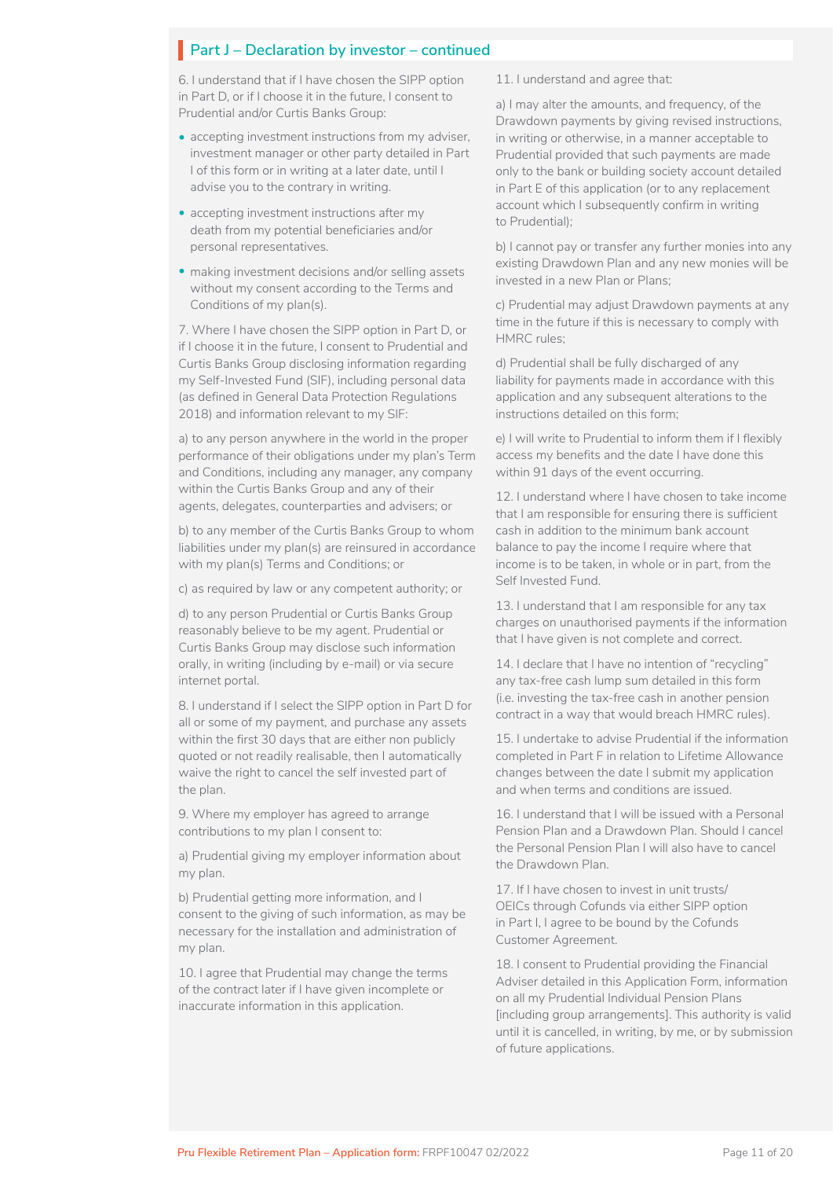## Part J – Declaration by investor – continued

6. I understand that if I have chosen the SIPP option in Part D, or if I choose it in the future, I consent to Prudential and/or Curtis Banks Group:

- accepting investment instructions from my adviser, investment manager or other party detailed in Part I of this form or in writing at a later date, until I advise you to the contrary in writing.
- accepting investment instructions after my death from my potential beneficiaries and/or personal representatives.
- making investment decisions and/or selling assets without my consent according to the Terms and Conditions of my plan(s).

7. Where I have chosen the SIPP option in Part D, or if I choose it in the future, I consent to Prudential and Curtis Banks Group disclosing information regarding my Self-Invested Fund (SIF), including personal data (as defined in General Data Protection Regulations 2018) and information relevant to my SIF:

a) to any person anywhere in the world in the proper performance of their obligations under my plan's Term and Conditions, including any manager, any company within the Curtis Banks Group and any of their agents, delegates, counterparties and advisers; or

b) to any member of the Curtis Banks Group to whom liabilities under my plan(s) are reinsured in accordance with my plan(s) Terms and Conditions; or

c) as required by law or any competent authority; or

d) to any person Prudential or Curtis Banks Group reasonably believe to be my agent. Prudential or Curtis Banks Group may disclose such information orally, in writing (including by e-mail) or via secure internet portal.

8. I understand if I select the SIPP option in Part D for all or some of my payment, and purchase any assets within the first 30 days that are either non publicly quoted or not readily realisable, then I automatically waive the right to cancel the self invested part of the plan.

9. Where my employer has agreed to arrange contributions to my plan I consent to:

a) Prudential giving my employer information about my plan.

b) Prudential getting more information, and I consent to the giving of such information, as may be necessary for the installation and administration of my plan.

10. I agree that Prudential may change the terms of the contract later if I have given incomplete or inaccurate information in this application.

11. I understand and agree that:

a) I may alter the amounts, and frequency, of the Drawdown payments by giving revised instructions, in writing or otherwise, in a manner acceptable to Prudential provided that such payments are made only to the bank or building society account detailed in Part E of this application (or to any replacement account which I subsequently confirm in writing to Prudential);

b) I cannot pay or transfer any further monies into any existing Drawdown Plan and any new monies will be invested in a new Plan or Plans;

c) Prudential may adjust Drawdown payments at any time in the future if this is necessary to comply with HMRC rules;

d) Prudential shall be fully discharged of any liability for payments made in accordance with this application and any subsequent alterations to the instructions detailed on this form;

e) I will write to Prudential to inform them if I flexibly access my benefits and the date I have done this within 91 days of the event occurring.

12. I understand where I have chosen to take income that I am responsible for ensuring there is sufficient cash in addition to the minimum bank account balance to pay the income I require where that income is to be taken, in whole or in part, from the Self Invested Fund.

13. I understand that I am responsible for any tax charges on unauthorised payments if the information that I have given is not complete and correct.

14. I declare that I have no intention of "recycling" any tax-free cash lump sum detailed in this form (i.e. investing the tax-free cash in another pension contract in a way that would breach HMRC rules).

15. I undertake to advise Prudential if the information completed in Part F in relation to Lifetime Allowance changes between the date I submit my application and when terms and conditions are issued.

16. I understand that I will be issued with a Personal Pension Plan and a Drawdown Plan. Should I cancel the Personal Pension Plan I will also have to cancel the Drawdown Plan.

17. If I have chosen to invest in unit trusts/OEICs through Cofunds via either SIPP option in Part I, I agree to be bound by the Cofunds Customer Agreement.

18. I consent to Prudential providing the Financial Adviser detailed in this Application Form, information on all my Prudential Individual Pension Plans [including group arrangements]. This authority is valid until it is cancelled, in writing, by me, or by submission of future applications.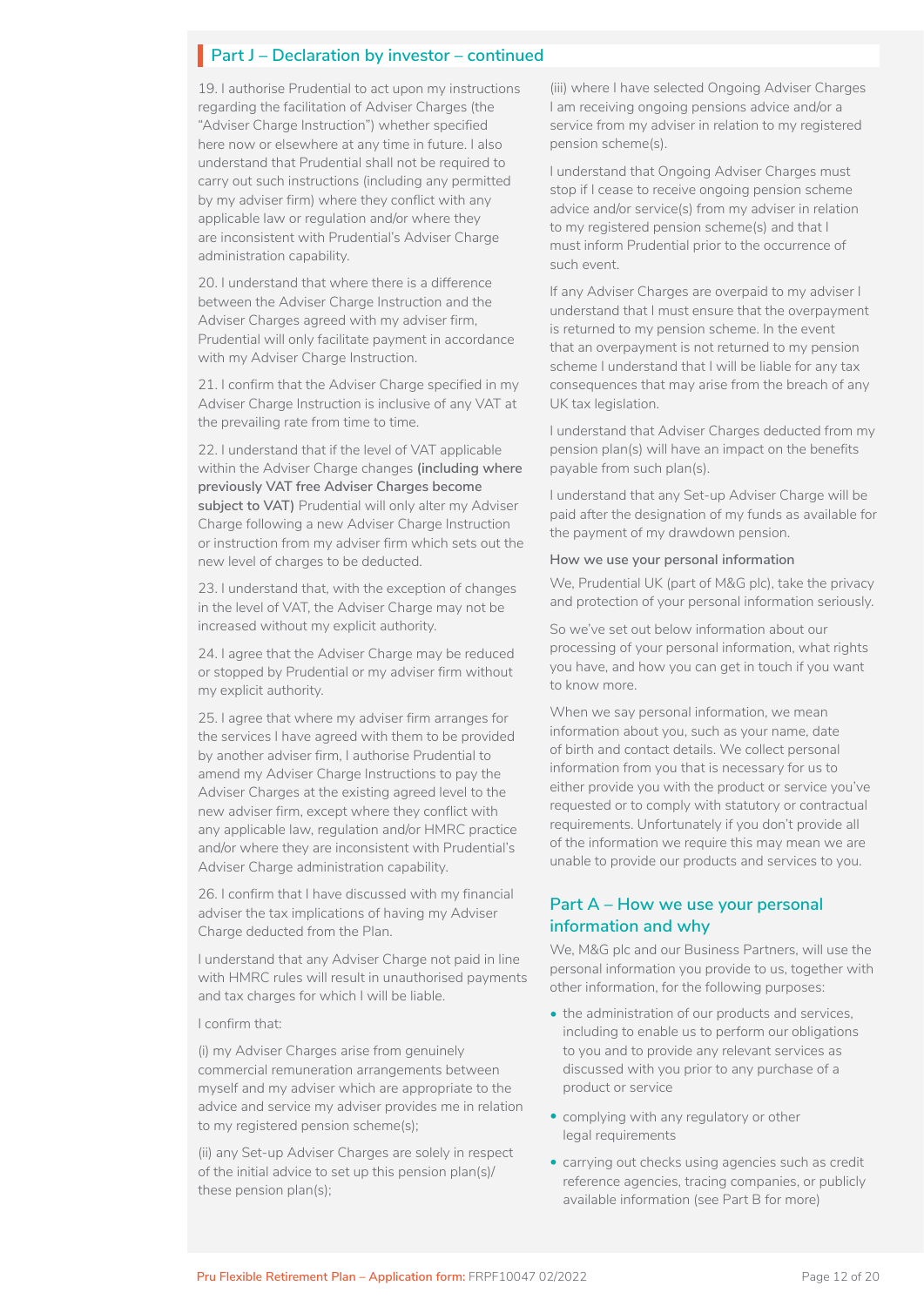## Part J – Declaration by investor – continued

19. I authorise Prudential to act upon my instructions regarding the facilitation of Adviser Charges (the "Adviser Charge Instruction") whether specified here now or elsewhere at any time in future. I also understand that Prudential shall not be required to carry out such instructions (including any permitted by my adviser firm) where they conflict with any applicable law or regulation and/or where they are inconsistent with Prudential's Adviser Charge administration capability.

20. I understand that where there is a difference between the Adviser Charge Instruction and the Adviser Charges agreed with my adviser firm, Prudential will only facilitate payment in accordance with my Adviser Charge Instruction.

21. I confirm that the Adviser Charge specified in my Adviser Charge Instruction is inclusive of any VAT at the prevailing rate from time to time.

22. I understand that if the level of VAT applicable within the Adviser Charge changes **(including where previously VAT free Adviser Charges become subject to VAT)** Prudential will only alter my Adviser Charge following a new Adviser Charge Instruction or instruction from my adviser firm which sets out the new level of charges to be deducted.

23. I understand that, with the exception of changes in the level of VAT, the Adviser Charge may not be increased without my explicit authority.

24. I agree that the Adviser Charge may be reduced or stopped by Prudential or my adviser firm without my explicit authority.

25. I agree that where my adviser firm arranges for the services I have agreed with them to be provided by another adviser firm, I authorise Prudential to amend my Adviser Charge Instructions to pay the Adviser Charges at the existing agreed level to the new adviser firm, except where they conflict with any applicable law, regulation and/or HMRC practice and/or where they are inconsistent with Prudential's Adviser Charge administration capability.

26. I confirm that I have discussed with my financial adviser the tax implications of having my Adviser Charge deducted from the Plan.

I understand that any Adviser Charge not paid in line with HMRC rules will result in unauthorised payments and tax charges for which I will be liable.

I confirm that:

(i) my Adviser Charges arise from genuinely commercial remuneration arrangements between myself and my adviser which are appropriate to the advice and service my adviser provides me in relation to my registered pension scheme(s);

(ii) any Set-up Adviser Charges are solely in respect of the initial advice to set up this pension plan(s)/ these pension plan(s);

(iii) where I have selected Ongoing Adviser Charges I am receiving ongoing pensions advice and/or a service from my adviser in relation to my registered pension scheme(s).

I understand that Ongoing Adviser Charges must stop if I cease to receive ongoing pension scheme advice and/or service(s) from my adviser in relation to my registered pension scheme(s) and that I must inform Prudential prior to the occurrence of such event.

If any Adviser Charges are overpaid to my adviser I understand that I must ensure that the overpayment is returned to my pension scheme. In the event that an overpayment is not returned to my pension scheme I understand that I will be liable for any tax consequences that may arise from the breach of any UK tax legislation.

I understand that Adviser Charges deducted from my pension plan(s) will have an impact on the benefits payable from such plan(s).

I understand that any Set-up Adviser Charge will be paid after the designation of my funds as available for the payment of my drawdown pension.

### How we use your personal information

We, Prudential UK (part of M&G plc), take the privacy and protection of your personal information seriously.

So we've set out below information about our processing of your personal information, what rights you have, and how you can get in touch if you want to know more.

When we say personal information, we mean information about you, such as your name, date of birth and contact details. We collect personal information from you that is necessary for us to either provide you with the product or service you've requested or to comply with statutory or contractual requirements. Unfortunately if you don't provide all of the information we require this may mean we are unable to provide our products and services to you.

## Part A – How we use your personal information and why

We, M&G plc and our Business Partners, will use the personal information you provide to us, together with other information, for the following purposes:

- the administration of our products and services, including to enable us to perform our obligations to you and to provide any relevant services as discussed with you prior to any purchase of a product or service
- complying with any regulatory or other legal requirements
- carrying out checks using agencies such as credit reference agencies, tracing companies, or publicly available information (see Part B for more)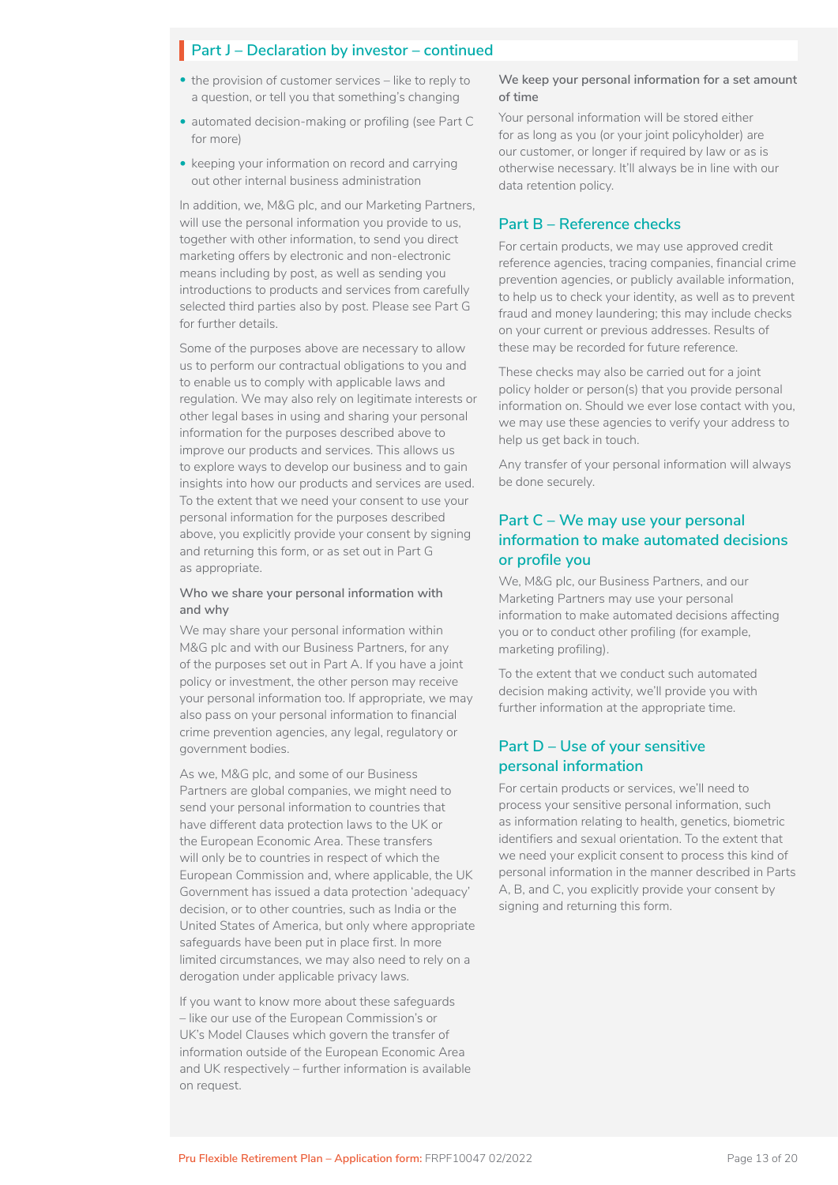## Part J – Declaration by investor – continued

- the provision of customer services – like to reply to a question, or tell you that something's changing
- automated decision-making or profiling (see Part C for more)
- keeping your information on record and carrying out other internal business administration

In addition, we, M&G plc, and our Marketing Partners, will use the personal information you provide to us, together with other information, to send you direct marketing offers by electronic and non-electronic means including by post, as well as sending you introductions to products and services from carefully selected third parties also by post. Please see Part G for further details.

Some of the purposes above are necessary to allow us to perform our contractual obligations to you and to enable us to comply with applicable laws and regulation. We may also rely on legitimate interests or other legal bases in using and sharing your personal information for the purposes described above to improve our products and services. This allows us to explore ways to develop our business and to gain insights into how our products and services are used. To the extent that we need your consent to use your personal information for the purposes described above, you explicitly provide your consent by signing and returning this form, or as set out in Part G as appropriate.

**Who we share your personal information with and why**

We may share your personal information within M&G plc and with our Business Partners, for any of the purposes set out in Part A. If you have a joint policy or investment, the other person may receive your personal information too. If appropriate, we may also pass on your personal information to financial crime prevention agencies, any legal, regulatory or government bodies.

As we, M&G plc, and some of our Business Partners are global companies, we might need to send your personal information to countries that have different data protection laws to the UK or the European Economic Area. These transfers will only be to countries in respect of which the European Commission and, where applicable, the UK Government has issued a data protection 'adequacy' decision, or to other countries, such as India or the United States of America, but only where appropriate safeguards have been put in place first. In more limited circumstances, we may also need to rely on a derogation under applicable privacy laws.

If you want to know more about these safeguards – like our use of the European Commission's or UK's Model Clauses which govern the transfer of information outside of the European Economic Area and UK respectively – further information is available on request.

**We keep your personal information for a set amount of time**

Your personal information will be stored either for as long as you (or your joint policyholder) are our customer, or longer if required by law or as is otherwise necessary. It'll always be in line with our data retention policy.

### Part B – Reference checks

For certain products, we may use approved credit reference agencies, tracing companies, financial crime prevention agencies, or publicly available information, to help us to check your identity, as well as to prevent fraud and money laundering; this may include checks on your current or previous addresses. Results of these may be recorded for future reference.

These checks may also be carried out for a joint policy holder or person(s) that you provide personal information on. Should we ever lose contact with you, we may use these agencies to verify your address to help us get back in touch.

Any transfer of your personal information will always be done securely.

### Part C – We may use your personal information to make automated decisions or profile you

We, M&G plc, our Business Partners, and our Marketing Partners may use your personal information to make automated decisions affecting you or to conduct other profiling (for example, marketing profiling).

To the extent that we conduct such automated decision making activity, we'll provide you with further information at the appropriate time.

### Part D – Use of your sensitive personal information

For certain products or services, we'll need to process your sensitive personal information, such as information relating to health, genetics, biometric identifiers and sexual orientation. To the extent that we need your explicit consent to process this kind of personal information in the manner described in Parts A, B, and C, you explicitly provide your consent by signing and returning this form.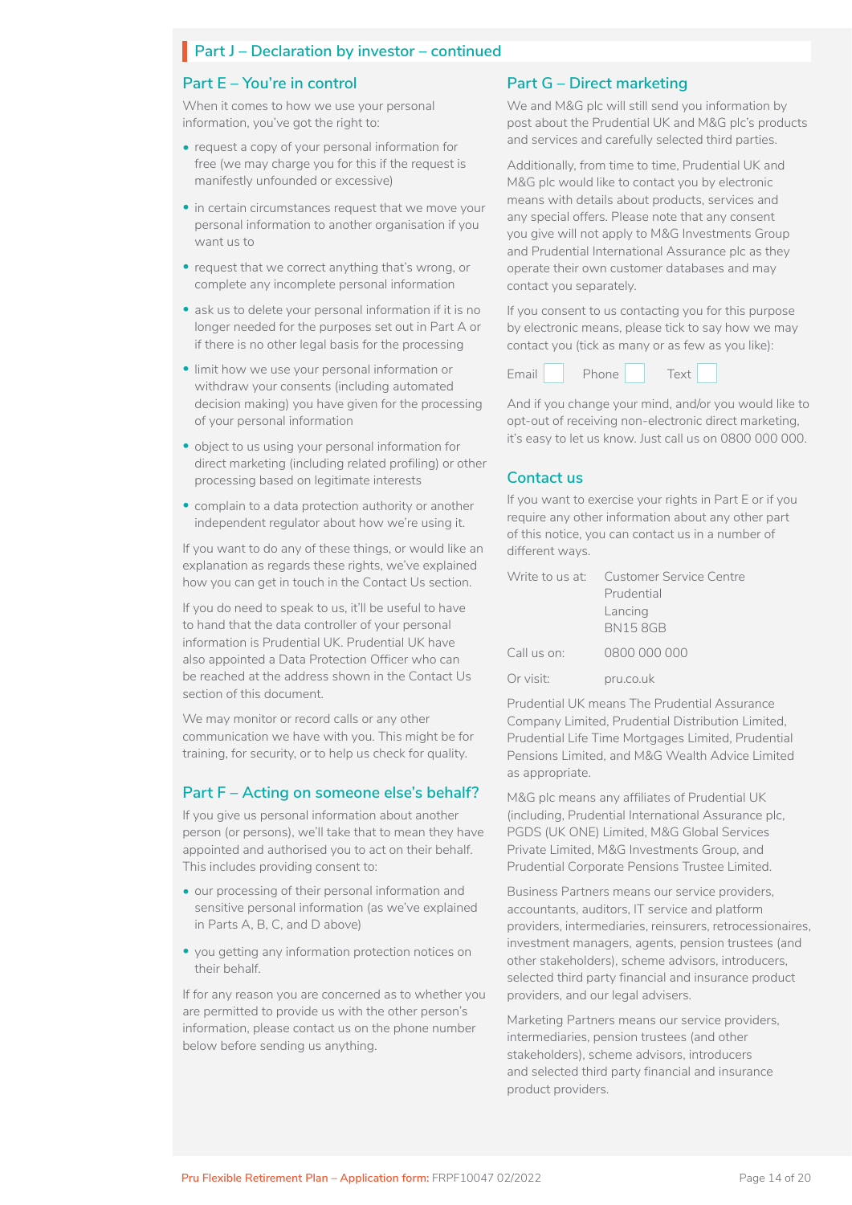## Part J – Declaration by investor – continued

### Part E – You're in control

When it comes to how we use your personal information, you've got the right to:

- request a copy of your personal information for free (we may charge you for this if the request is manifestly unfounded or excessive)
- in certain circumstances request that we move your personal information to another organisation if you want us to
- request that we correct anything that's wrong, or complete any incomplete personal information
- ask us to delete your personal information if it is no longer needed for the purposes set out in Part A or if there is no other legal basis for the processing
- limit how we use your personal information or withdraw your consents (including automated decision making) you have given for the processing of your personal information
- object to us using your personal information for direct marketing (including related profiling) or other processing based on legitimate interests
- complain to a data protection authority or another independent regulator about how we're using it.

If you want to do any of these things, or would like an explanation as regards these rights, we've explained how you can get in touch in the Contact Us section.

If you do need to speak to us, it'll be useful to have to hand that the data controller of your personal information is Prudential UK. Prudential UK have also appointed a Data Protection Officer who can be reached at the address shown in the Contact Us section of this document.

We may monitor or record calls or any other communication we have with you. This might be for training, for security, or to help us check for quality.

### Part F – Acting on someone else's behalf?

If you give us personal information about another person (or persons), we'll take that to mean they have appointed and authorised you to act on their behalf. This includes providing consent to:

- our processing of their personal information and sensitive personal information (as we've explained in Parts A, B, C, and D above)
- you getting any information protection notices on their behalf.

If for any reason you are concerned as to whether you are permitted to provide us with the other person's information, please contact us on the phone number below before sending us anything.

### Part G – Direct marketing

We and M&G plc will still send you information by post about the Prudential UK and M&G plc's products and services and carefully selected third parties.

Additionally, from time to time, Prudential UK and M&G plc would like to contact you by electronic means with details about products, services and any special offers. Please note that any consent you give will not apply to M&G Investments Group and Prudential International Assurance plc as they operate their own customer databases and may contact you separately.

If you consent to us contacting you for this purpose by electronic means, please tick to say how we may contact you (tick as many or as few as you like):

Email ☐ Phone ☐ Text ☐

And if you change your mind, and/or you would like to opt-out of receiving non-electronic direct marketing, it's easy to let us know. Just call us on 0800 000 000.

### Contact us

If you want to exercise your rights in Part E or if you require any other information about any other part of this notice, you can contact us in a number of different ways.

Write to us at: Customer Service Centre
Prudential
Lancing
BN15 8GB

Call us on: 0800 000 000

Or visit: pru.co.uk

Prudential UK means The Prudential Assurance Company Limited, Prudential Distribution Limited, Prudential Life Time Mortgages Limited, Prudential Pensions Limited, and M&G Wealth Advice Limited as appropriate.

M&G plc means any affiliates of Prudential UK (including, Prudential International Assurance plc, PGDS (UK ONE) Limited, M&G Global Services Private Limited, M&G Investments Group, and Prudential Corporate Pensions Trustee Limited.

Business Partners means our service providers, accountants, auditors, IT service and platform providers, intermediaries, reinsurers, retrocessionaires, investment managers, agents, pension trustees (and other stakeholders), scheme advisors, introducers, selected third party financial and insurance product providers, and our legal advisers.

Marketing Partners means our service providers, intermediaries, pension trustees (and other stakeholders), scheme advisors, introducers and selected third party financial and insurance product providers.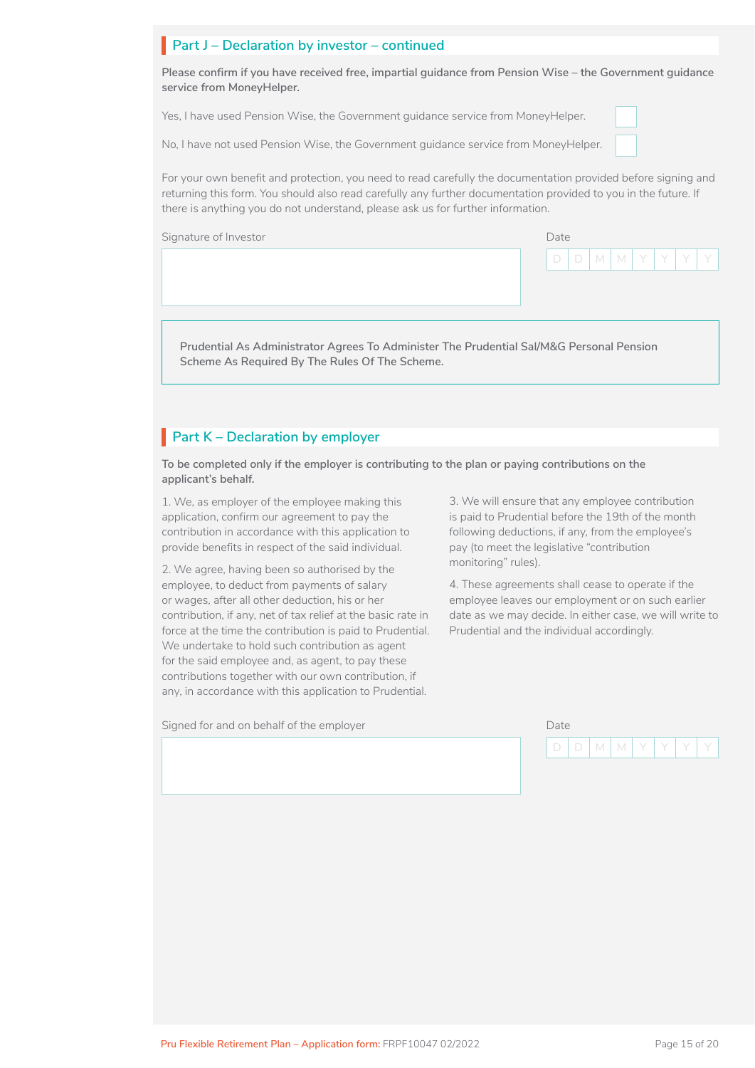## Part J – Declaration by investor – continued

**Please confirm if you have received free, impartial guidance from Pension Wise – the Government guidance service from MoneyHelper.**

Yes, I have used Pension Wise, the Government guidance service from MoneyHelper. ☐

No, I have not used Pension Wise, the Government guidance service from MoneyHelper. ☐

For your own benefit and protection, you need to read carefully the documentation provided before signing and returning this form. You should also read carefully any further documentation provided to you in the future. If there is anything you do not understand, please ask us for further information.

Signature of Investor

Date D D M M Y Y Y Y

Prudential As Administrator Agrees To Administer The Prudential Sal/M&G Personal Pension Scheme As Required By The Rules Of The Scheme.

## Part K – Declaration by employer

**To be completed only if the employer is contributing to the plan or paying contributions on the applicant's behalf.**

1. We, as employer of the employee making this application, confirm our agreement to pay the contribution in accordance with this application to provide benefits in respect of the said individual.

2. We agree, having been so authorised by the employee, to deduct from payments of salary or wages, after all other deduction, his or her contribution, if any, net of tax relief at the basic rate in force at the time the contribution is paid to Prudential. We undertake to hold such contribution as agent for the said employee and, as agent, to pay these contributions together with our own contribution, if any, in accordance with this application to Prudential.

3. We will ensure that any employee contribution is paid to Prudential before the 19th of the month following deductions, if any, from the employee's pay (to meet the legislative "contribution monitoring" rules).

4. These agreements shall cease to operate if the employee leaves our employment or on such earlier date as we may decide. In either case, we will write to Prudential and the individual accordingly.

Signed for and on behalf of the employer

Date D D M M Y Y Y Y

Pru Flexible Retirement Plan – Application form: FRPF10047 02/2022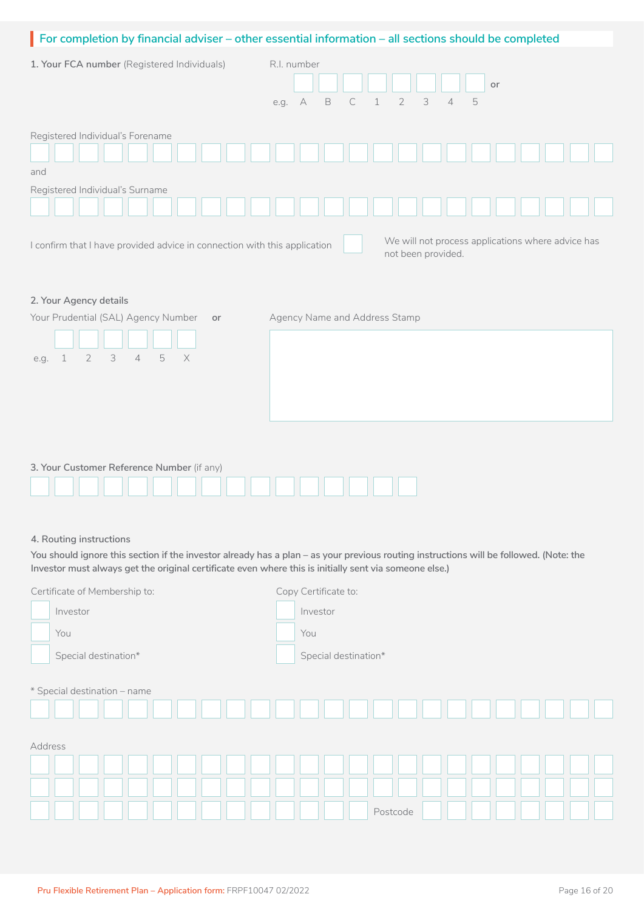## For completion by financial adviser – other essential information – all sections should be completed

**1. Your FCA number** (Registered Individuals)

R.I. number

e.g. A B C 1 2 3 4 5 or

Registered Individual's Forename

and

Registered Individual's Surname

I confirm that I have provided advice in connection with this application ☐

We will not process applications where advice has not been provided.

**2. Your Agency details**

Your Prudential (SAL) Agency Number **or**

e.g. 1 2 3 4 5 X

Agency Name and Address Stamp

**3. Your Customer Reference Number** (if any)

**4. Routing instructions**

**You should ignore this section if the investor already has a plan – as your previous routing instructions will be followed. (Note: the Investor must always get the original certificate even where this is initially sent via someone else.)**

Certificate of Membership to:

- ☐ Investor
- ☐ You
- ☐ Special destination*

Copy Certificate to:

- ☐ Investor
- ☐ You
- ☐ Special destination*

\* Special destination – name

Address

Postcode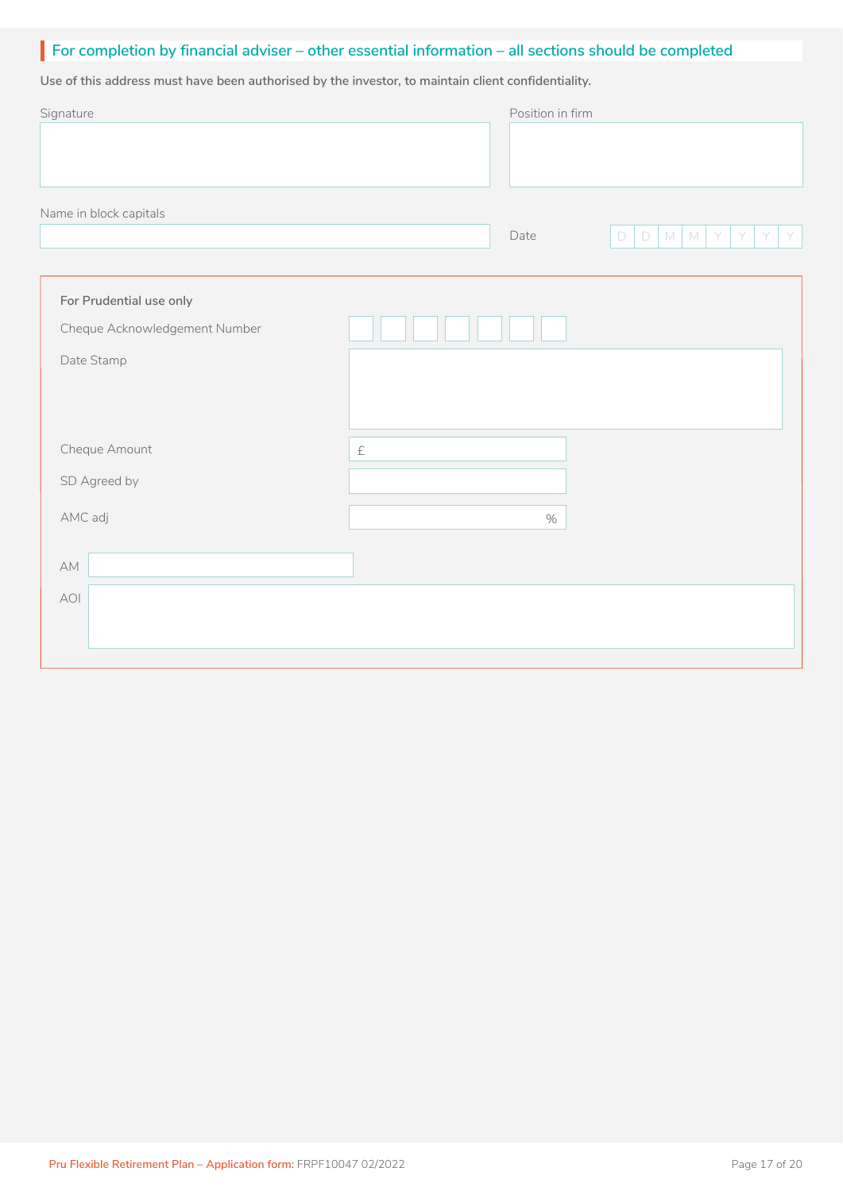## For completion by financial adviser – other essential information – all sections should be completed

**Use of this address must have been authorised by the investor, to maintain client confidentiality.**

Signature

Position in firm

Name in block capitals

Date D D M M Y Y Y Y

**For Prudential use only**

Cheque Acknowledgement Number

Date Stamp

Cheque Amount £

SD Agreed by

AMC adj %

AM

AOI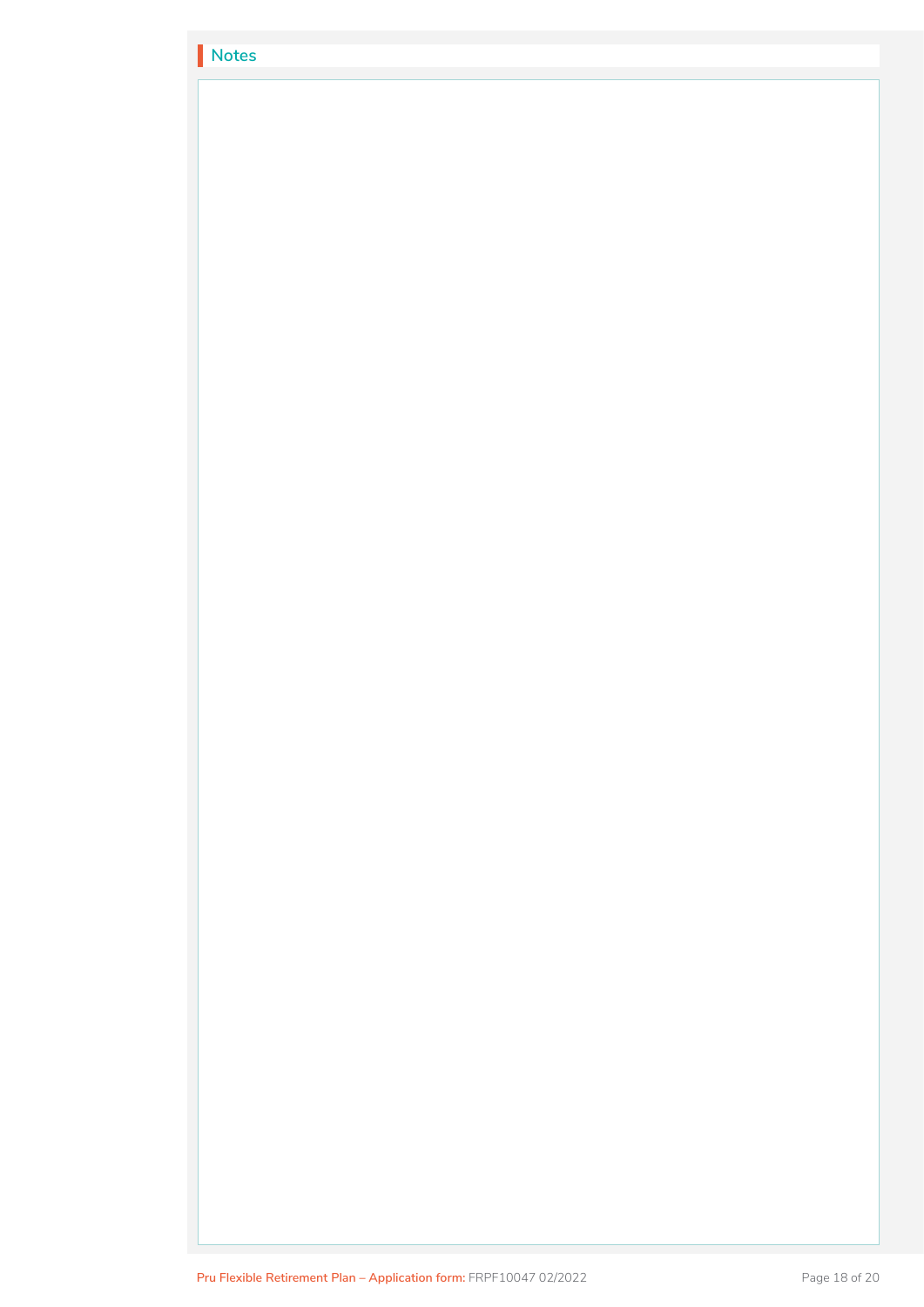## Notes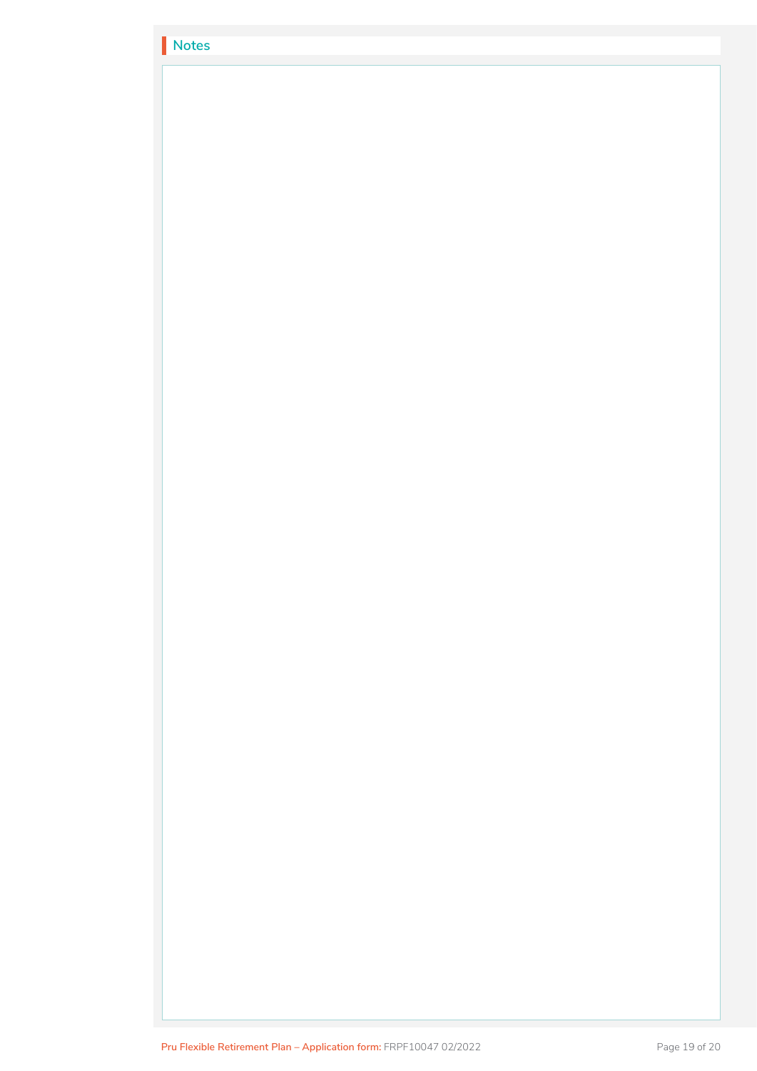## Notes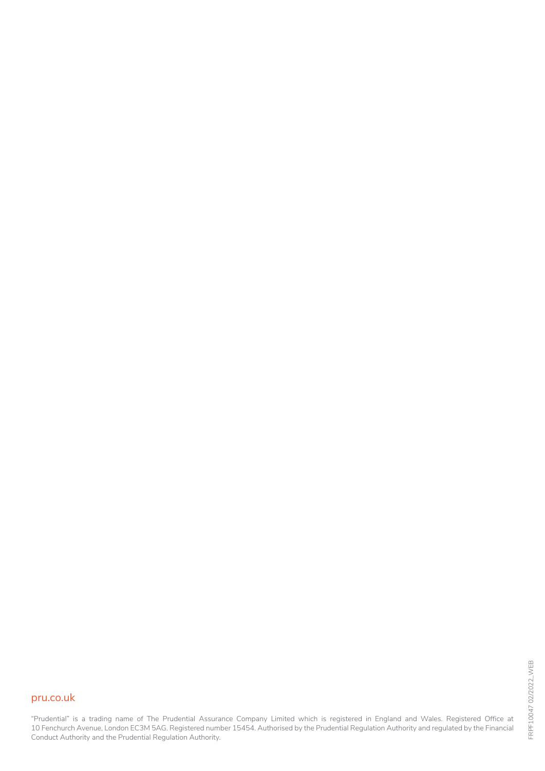pru.co.uk

"Prudential" is a trading name of The Prudential Assurance Company Limited which is registered in England and Wales. Registered Office at 10 Fenchurch Avenue, London EC3M 5AG. Registered number 15454. Authorised by the Prudential Regulation Authority and regulated by the Financial Conduct Authority and the Prudential Regulation Authority.

FRPF10047 02/2022_WEB